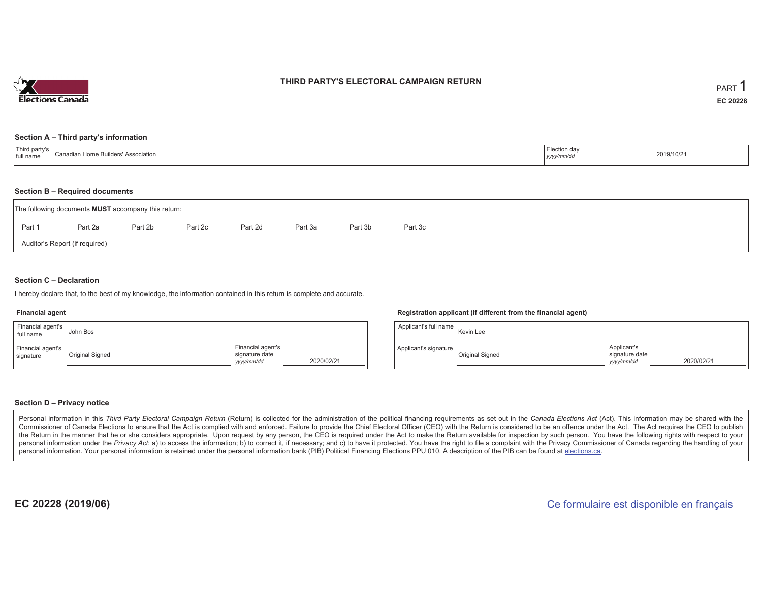Elections Canada

# THIRD PARTY'S ELECTORAL CAMPAIGN RETURN

PART 1

**EC 20228**

## Section A – Third party's information

| Third party's full name | Canadian Home Builders' Association | Election day *yyyy/mm/dd* | 2019/10/21 |
|---|---|---|---|

## Section B – Required documents

The following documents **MUST** accompany this return:

Part 1 | Part 2a | Part 2b | Part 2c | Part 2d | Part 3a | Part 3b | Part 3c

Auditor's Report (if required)

## Section C – Declaration

I hereby declare that, to the best of my knowledge, the information contained in this return is complete and accurate.

### Financial agent

| Financial agent's full name | John Bos | | |
|---|---|---|---|
| Financial agent's signature | Original Signed | Financial agent's signature date *yyyy/mm/dd* | 2020/02/21 |

### Registration applicant (if different from the financial agent)

| Applicant's full name | Kevin Lee | | |
|---|---|---|---|
| Applicant's signature | Original Signed | Applicant's signature date *yyyy/mm/dd* | 2020/02/21 |

## Section D – Privacy notice

Personal information in this *Third Party Electoral Campaign Return* (Return) is collected for the administration of the political financing requirements as set out in the *Canada Elections Act* (Act). This information may be shared with the Commissioner of Canada Elections to ensure that the Act is complied with and enforced. Failure to provide the Chief Electoral Officer (CEO) with the Return is considered to be an offence under the Act. The Act requires the CEO to publish the Return in the manner that he or she considers appropriate. Upon request by any person, the CEO is required under the Act to make the Return available for inspection by such person. You have the following rights with respect to your personal information under the *Privacy Act*: a) to access the information; b) to correct it, if necessary; and c) to have it protected. You have the right to file a complaint with the Privacy Commissioner of Canada regarding the handling of your personal information. Your personal information is retained under the personal information bank (PIB) Political Financing Elections PPU 010. A description of the PIB can be found at elections.ca.

**EC 20228 (2019/06)**

Ce formulaire est disponible en français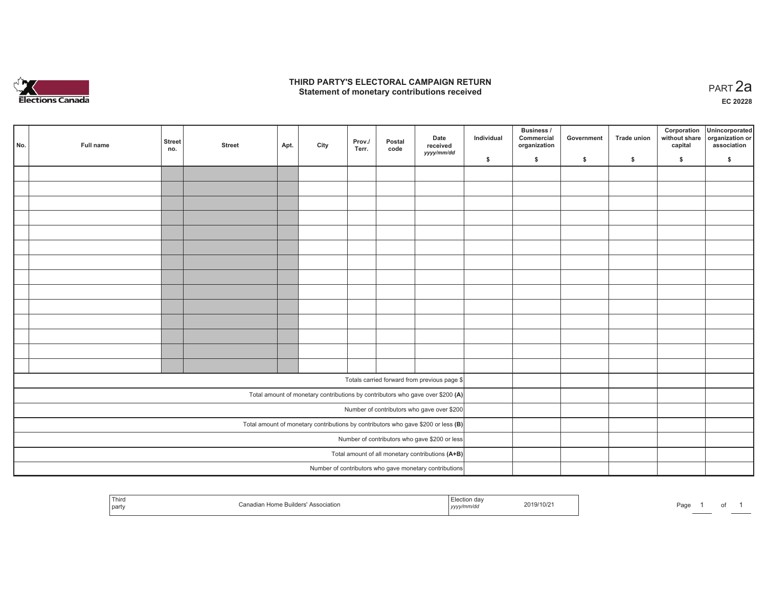# THIRD PARTY'S ELECTORAL CAMPAIGN RETURN
## Statement of monetary contributions received

PART 2a

EC 20228

| No. | Full name | Street no. | Street | Apt. | City | Prov./ Terr. | Postal code | Date received yyyy/mm/dd | Individual $ | Business / Commercial organization $ | Government $ | Trade union $ | Corporation without share capital $ | Unincorporated organization or association $ |
|---|---|---|---|---|---|---|---|---|---|---|---|---|---|---|
| | | | | | | | | | | | | | | |
| | | | | | | | | | | | | | | |
| | | | | | | | | | | | | | | |
| | | | | | | | | | | | | | | |
| | | | | | | | | | | | | | | |
| | | | | | | | | | | | | | | |
| | | | | | | | | | | | | | | |
| | | | | | | | | | | | | | | |
| | | | | | | | | | | | | | | |
| | | | | | | | | | | | | | | |
| | | | | | | | | | | | | | | |
| | | | | | | | | | | | | | | |
| | | | | | | | | | | | | | | |
| | | | | | | | | | | | | | | |
| Totals carried forward from previous page $ | | | | | | | | | | | | | | |
| Total amount of monetary contributions by contributors who gave over $200 **(A)** | | | | | | | | | | | | | | |
| Number of contributors who gave over $200 | | | | | | | | | | | | | | |
| Total amount of monetary contributions by contributors who gave $200 or less **(B)** | | | | | | | | | | | | | | |
| Number of contributors who gave $200 or less | | | | | | | | | | | | | | |
| Total amount of all monetary contributions **(A+B)** | | | | | | | | | | | | | | |
| Number of contributors who gave monetary contributions | | | | | | | | | | | | | | |

| Third party | Canadian Home Builders' Association | Election day yyyy/mm/dd | 2019/10/21 |
|---|---|---|---|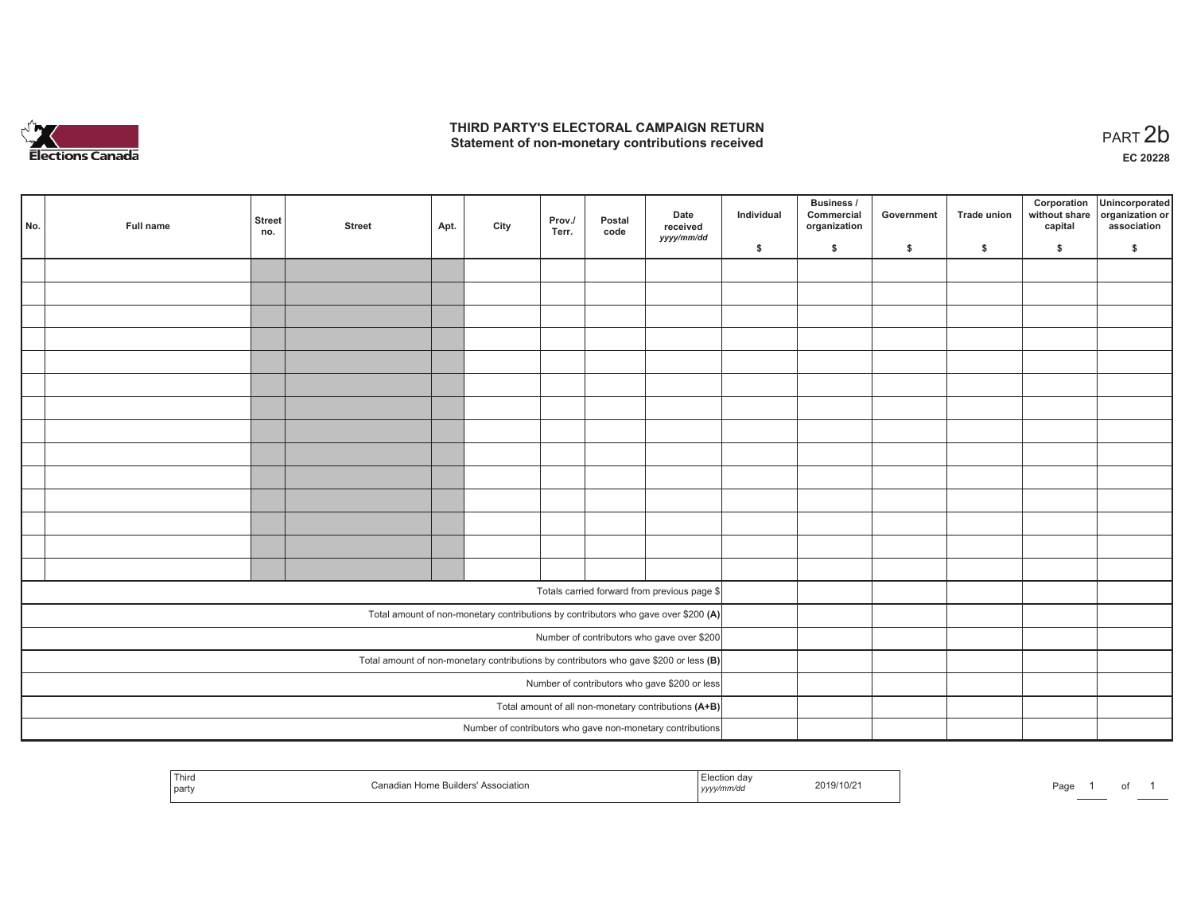# THIRD PARTY'S ELECTORAL CAMPAIGN RETURN
## Statement of non-monetary contributions received

PART 2b

**EC 20228**

| No. | Full name | Street no. | Street | Apt. | City | Prov./ Terr. | Postal code | Date received yyyy/mm/dd | Individual $ | Business / Commercial organization $ | Government $ | Trade union $ | Corporation without share capital $ | Unincorporated organization or association $ |
|---|---|---|---|---|---|---|---|---|---|---|---|---|---|---|
| | | | | | | | | | | | | | | |
| | | | | | | | | | | | | | | |
| | | | | | | | | | | | | | | |
| | | | | | | | | | | | | | | |
| | | | | | | | | | | | | | | |
| | | | | | | | | | | | | | | |
| | | | | | | | | | | | | | | |
| | | | | | | | | | | | | | | |
| | | | | | | | | | | | | | | |
| | | | | | | | | | | | | | | |
| | | | | | | | | | | | | | | |
| | | | | | | | | | | | | | | |
| | | | | | | | | | | | | | | |
| | | | | | | | | | | | | | | |
| Totals carried forward from previous page $ | | | | | | | | | | | | | | |
| Total amount of non-monetary contributions by contributors who gave over $200 **(A)** | | | | | | | | | | | | | | |
| Number of contributors who gave over $200 | | | | | | | | | | | | | | |
| Total amount of non-monetary contributions by contributors who gave $200 or less **(B)** | | | | | | | | | | | | | | |
| Number of contributors who gave $200 or less | | | | | | | | | | | | | | |
| Total amount of all non-monetary contributions **(A+B)** | | | | | | | | | | | | | | |
| Number of contributors who gave non-monetary contributions | | | | | | | | | | | | | | |

| Third party | Canadian Home Builders' Association | Election day yyyy/mm/dd | 2019/10/21 |
|---|---|---|---|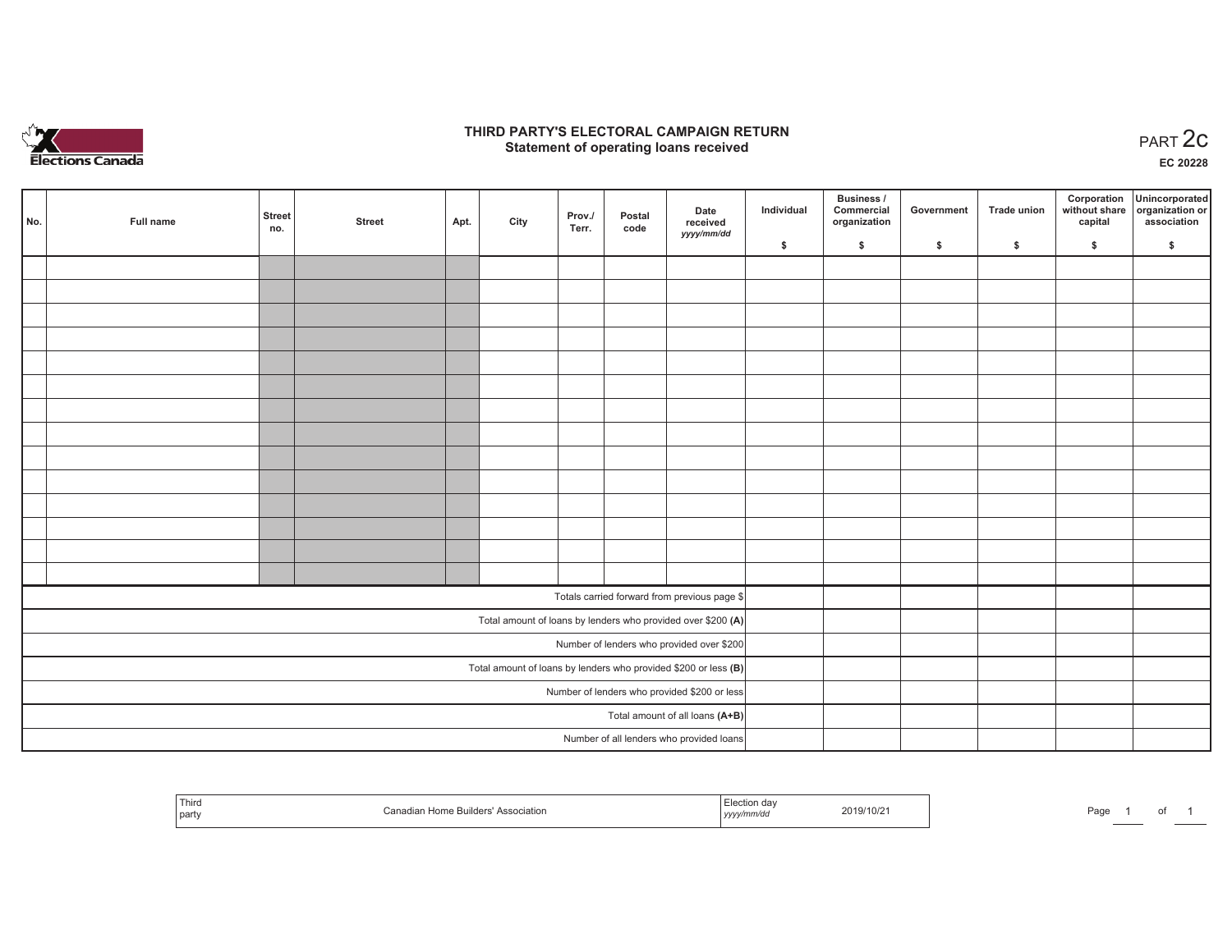Elections Canada

# THIRD PARTY'S ELECTORAL CAMPAIGN RETURN
## Statement of operating loans received

PART 2c

EC 20228

| No. | Full name | Street no. | Street | Apt. | City | Prov./ Terr. | Postal code | Date received yyyy/mm/dd | Individual $ | Business / Commercial organization $ | Government $ | Trade union $ | Corporation without share capital $ | Unincorporated organization or association $ |
|---|---|---|---|---|---|---|---|---|---|---|---|---|---|---|
| | | | | | | | | | | | | | | |
| | | | | | | | | | | | | | | |
| | | | | | | | | | | | | | | |
| | | | | | | | | | | | | | | |
| | | | | | | | | | | | | | | |
| | | | | | | | | | | | | | | |
| | | | | | | | | | | | | | | |
| | | | | | | | | | | | | | | |
| | | | | | | | | | | | | | | |
| | | | | | | | | | | | | | | |
| | | | | | | | | | | | | | | |
| | | | | | | | | | | | | | | |
| | | | | | | | | | | | | | | |
| | | | | | | | | | | | | | | |
| Totals carried forward from previous page $ | | | | | | | | | | | | | | |
| Total amount of loans by lenders who provided over $200 **(A)** | | | | | | | | | | | | | | |
| Number of lenders who provided over $200 | | | | | | | | | | | | | | |
| Total amount of loans by lenders who provided $200 or less **(B)** | | | | | | | | | | | | | | |
| Number of lenders who provided $200 or less | | | | | | | | | | | | | | |
| Total amount of all loans **(A+B)** | | | | | | | | | | | | | | |
| Number of all lenders who provided loans | | | | | | | | | | | | | | |

| Third party | Canadian Home Builders' Association | Election day yyyy/mm/dd | 2019/10/21 |
|---|---|---|---|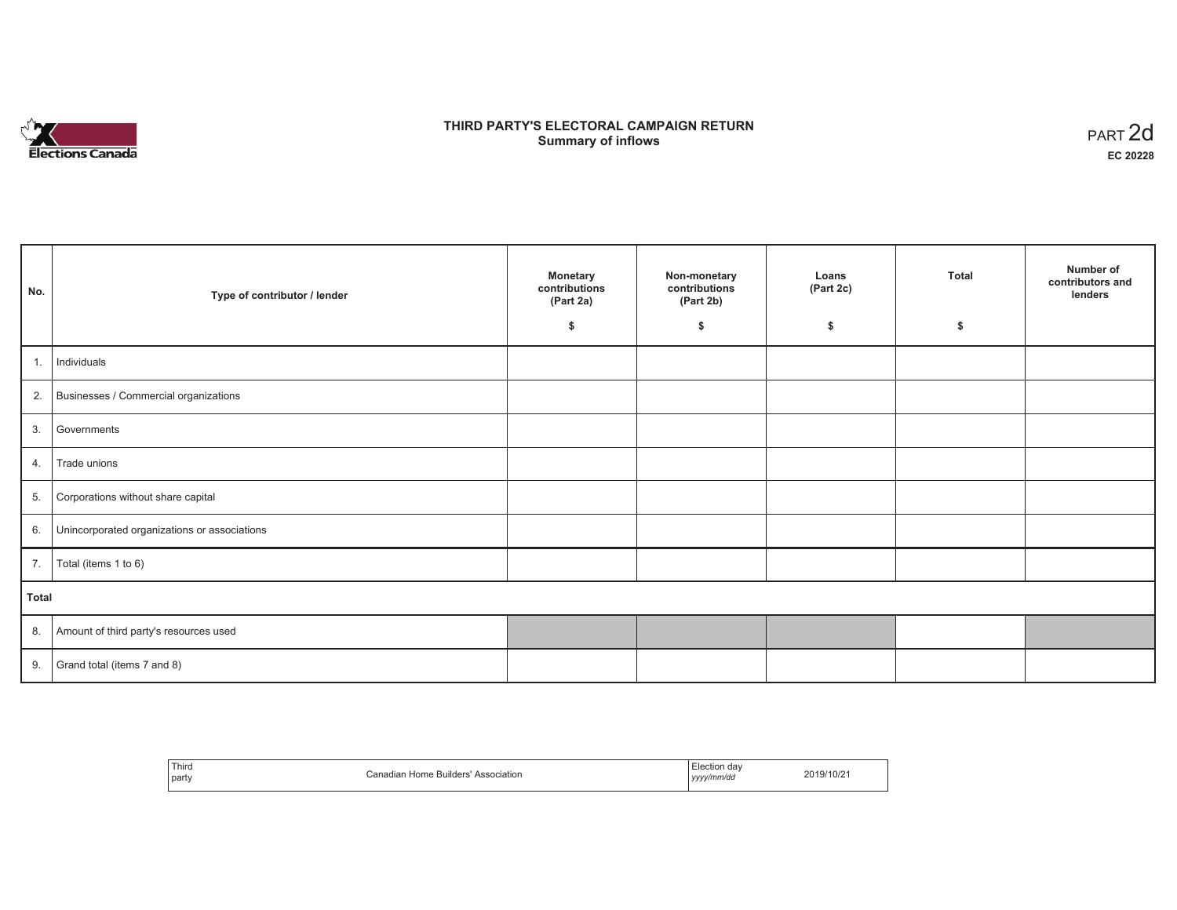Elections Canada

# THIRD PARTY'S ELECTORAL CAMPAIGN RETURN
## Summary of inflows

PART 2d
**EC 20228**

| No. | Type of contributor / lender | Monetary contributions (Part 2a) $ | Non-monetary contributions (Part 2b) $ | Loans (Part 2c) $ | Total $ | Number of contributors and lenders |
|---|---|---|---|---|---|---|
| 1. | Individuals | | | | | |
| 2. | Businesses / Commercial organizations | | | | | |
| 3. | Governments | | | | | |
| 4. | Trade unions | | | | | |
| 5. | Corporations without share capital | | | | | |
| 6. | Unincorporated organizations or associations | | | | | |
| 7. | Total (items 1 to 6) | | | | | |
| **Total** | | | | | | |
| 8. | Amount of third party's resources used | | | | | |
| 9. | Grand total (items 7 and 8) | | | | | |

| Third party | Canadian Home Builders' Association | Election day *yyyy/mm/dd* | 2019/10/21 |
|---|---|---|---|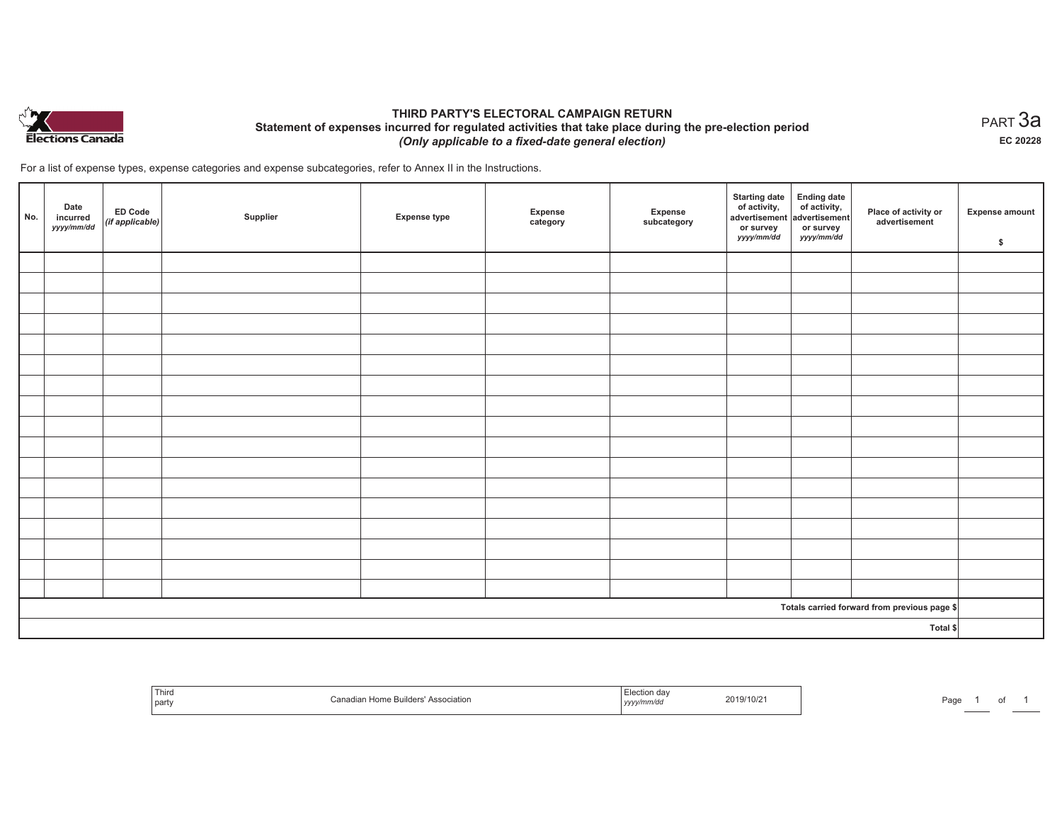# THIRD PARTY'S ELECTORAL CAMPAIGN RETURN

## Statement of expenses incurred for regulated activities that take place during the pre-election period

*(Only applicable to a fixed-date general election)*

PART 3a

EC 20228

For a list of expense types, expense categories and expense subcategories, refer to Annex II in the Instructions.

| No. | Date incurred *yyyy/mm/dd* | ED Code *(if applicable)* | Supplier | Expense type | Expense category | Expense subcategory | Starting date of activity, advertisement or survey *yyyy/mm/dd* | Ending date of activity, advertisement or survey *yyyy/mm/dd* | Place of activity or advertisement | Expense amount $ |
|---|---|---|---|---|---|---|---|---|---|---|
| | | | | | | | | | | |
| | | | | | | | | | | |
| | | | | | | | | | | |
| | | | | | | | | | | |
| | | | | | | | | | | |
| | | | | | | | | | | |
| | | | | | | | | | | |
| | | | | | | | | | | |
| | | | | | | | | | | |
| | | | | | | | | | | |
| | | | | | | | | | | |
| | | | | | | | | | | |
| | | | | | | | | | | |
| | | | | | | | | | | |
| | | | | | | | | | | |
| | | | | | | | | | | |
| | | | | | | | | | | |
| | | | | | | | | | Totals carried forward from previous page $ | |
| | | | | | | | | | Total $ | |

| Third party | Canadian Home Builders' Association | Election day *yyyy/mm/dd* | 2019/10/21 |
|---|---|---|---|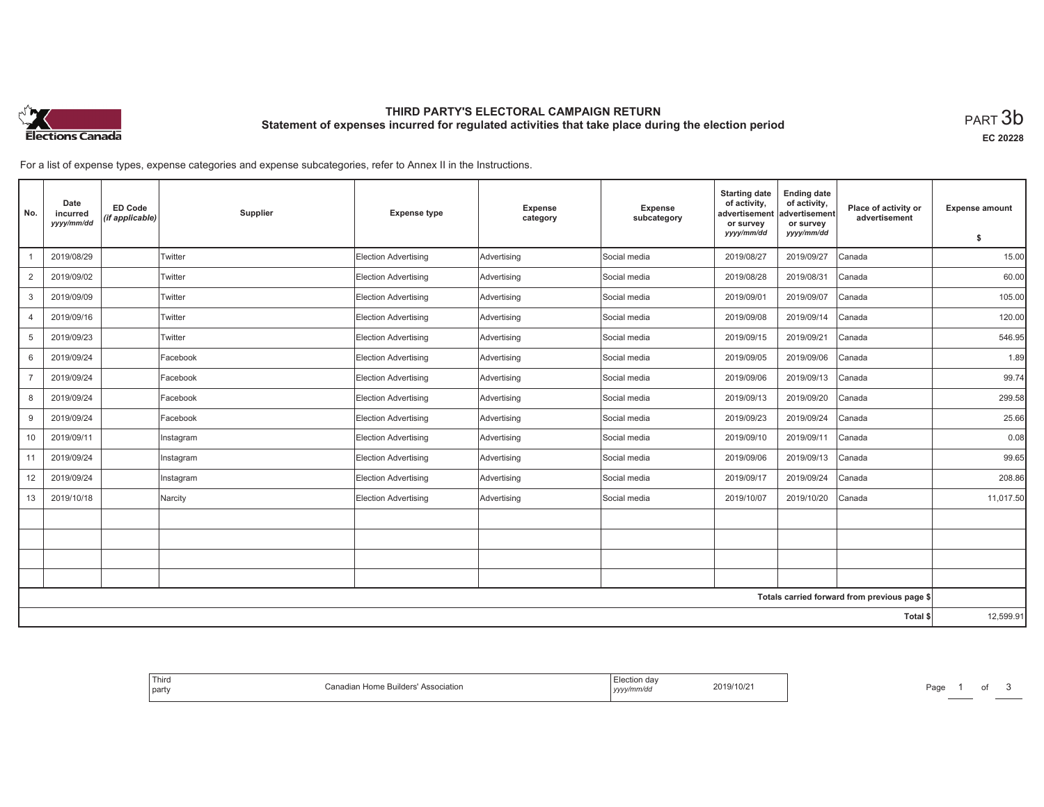# THIRD PARTY'S ELECTORAL CAMPAIGN RETURN

## Statement of expenses incurred for regulated activities that take place during the election period

PART 3b

EC 20228

For a list of expense types, expense categories and expense subcategories, refer to Annex II in the Instructions.

| No. | Date incurred *yyyy/mm/dd* | ED Code *(if applicable)* | Supplier | Expense type | Expense category | Expense subcategory | Starting date of activity, advertisement or survey *yyyy/mm/dd* | Ending date of activity, advertisement or survey *yyyy/mm/dd* | Place of activity or advertisement | Expense amount $ |
|---|---|---|---|---|---|---|---|---|---|---|
| 1 | 2019/08/29 | | Twitter | Election Advertising | Advertising | Social media | 2019/08/27 | 2019/09/27 | Canada | 15.00 |
| 2 | 2019/09/02 | | Twitter | Election Advertising | Advertising | Social media | 2019/08/28 | 2019/08/31 | Canada | 60.00 |
| 3 | 2019/09/09 | | Twitter | Election Advertising | Advertising | Social media | 2019/09/01 | 2019/09/07 | Canada | 105.00 |
| 4 | 2019/09/16 | | Twitter | Election Advertising | Advertising | Social media | 2019/09/08 | 2019/09/14 | Canada | 120.00 |
| 5 | 2019/09/23 | | Twitter | Election Advertising | Advertising | Social media | 2019/09/15 | 2019/09/21 | Canada | 546.95 |
| 6 | 2019/09/24 | | Facebook | Election Advertising | Advertising | Social media | 2019/09/05 | 2019/09/06 | Canada | 1.89 |
| 7 | 2019/09/24 | | Facebook | Election Advertising | Advertising | Social media | 2019/09/06 | 2019/09/13 | Canada | 99.74 |
| 8 | 2019/09/24 | | Facebook | Election Advertising | Advertising | Social media | 2019/09/13 | 2019/09/20 | Canada | 299.58 |
| 9 | 2019/09/24 | | Facebook | Election Advertising | Advertising | Social media | 2019/09/23 | 2019/09/24 | Canada | 25.66 |
| 10 | 2019/09/11 | | Instagram | Election Advertising | Advertising | Social media | 2019/09/10 | 2019/09/11 | Canada | 0.08 |
| 11 | 2019/09/24 | | Instagram | Election Advertising | Advertising | Social media | 2019/09/06 | 2019/09/13 | Canada | 99.65 |
| 12 | 2019/09/24 | | Instagram | Election Advertising | Advertising | Social media | 2019/09/17 | 2019/09/24 | Canada | 208.86 |
| 13 | 2019/10/18 | | Narcity | Election Advertising | Advertising | Social media | 2019/10/07 | 2019/10/20 | Canada | 11,017.50 |
| | | | | | | | | | | |
| | | | | | | | | | | |
| | | | | | | | | | | |
| | | | | | | | | | | |
| | | | | | | | | | Totals carried forward from previous page $ | |
| | | | | | | | | | Total $ | 12,599.91 |

| Third party | Canadian Home Builders' Association | Election day *yyyy/mm/dd* | 2019/10/21 |
|---|---|---|---|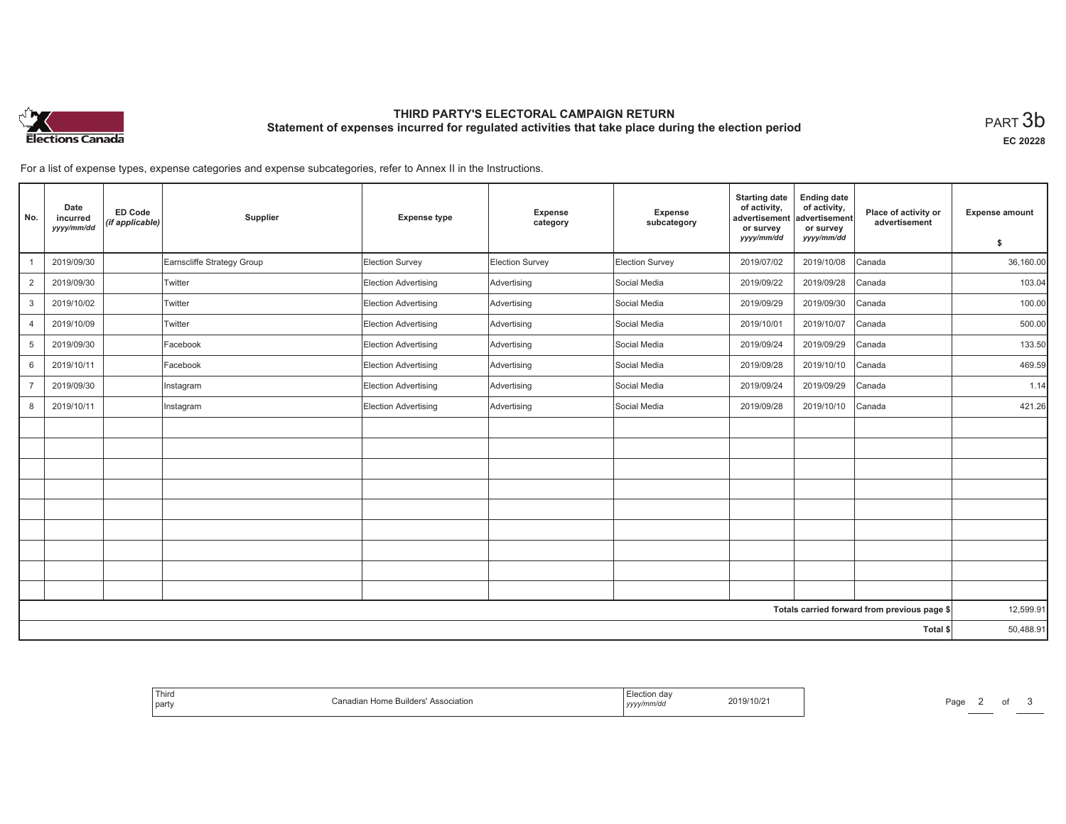# THIRD PARTY'S ELECTORAL CAMPAIGN RETURN

## Statement of expenses incurred for regulated activities that take place during the election period

PART 3b

EC 20228

For a list of expense types, expense categories and expense subcategories, refer to Annex II in the Instructions.

| No. | Date incurred yyyy/mm/dd | ED Code (if applicable) | Supplier | Expense type | Expense category | Expense subcategory | Starting date of activity, advertisement or survey yyyy/mm/dd | Ending date of activity, advertisement or survey yyyy/mm/dd | Place of activity or advertisement | Expense amount $ |
|---|---|---|---|---|---|---|---|---|---|---|
| 1 | 2019/09/30 | | Earnscliffe Strategy Group | Election Survey | Election Survey | Election Survey | 2019/07/02 | 2019/10/08 | Canada | 36,160.00 |
| 2 | 2019/09/30 | | Twitter | Election Advertising | Advertising | Social Media | 2019/09/22 | 2019/09/28 | Canada | 103.04 |
| 3 | 2019/10/02 | | Twitter | Election Advertising | Advertising | Social Media | 2019/09/29 | 2019/09/30 | Canada | 100.00 |
| 4 | 2019/10/09 | | Twitter | Election Advertising | Advertising | Social Media | 2019/10/01 | 2019/10/07 | Canada | 500.00 |
| 5 | 2019/09/30 | | Facebook | Election Advertising | Advertising | Social Media | 2019/09/24 | 2019/09/29 | Canada | 133.50 |
| 6 | 2019/10/11 | | Facebook | Election Advertising | Advertising | Social Media | 2019/09/28 | 2019/10/10 | Canada | 469.59 |
| 7 | 2019/09/30 | | Instagram | Election Advertising | Advertising | Social Media | 2019/09/24 | 2019/09/29 | Canada | 1.14 |
| 8 | 2019/10/11 | | Instagram | Election Advertising | Advertising | Social Media | 2019/09/28 | 2019/10/10 | Canada | 421.26 |
| | | | | | | | | | Totals carried forward from previous page $ | 12,599.91 |
| | | | | | | | | | Total $ | 50,488.91 |

| Third party | Canadian Home Builders' Association | Election day yyyy/mm/dd | 2019/10/21 |
|---|---|---|---|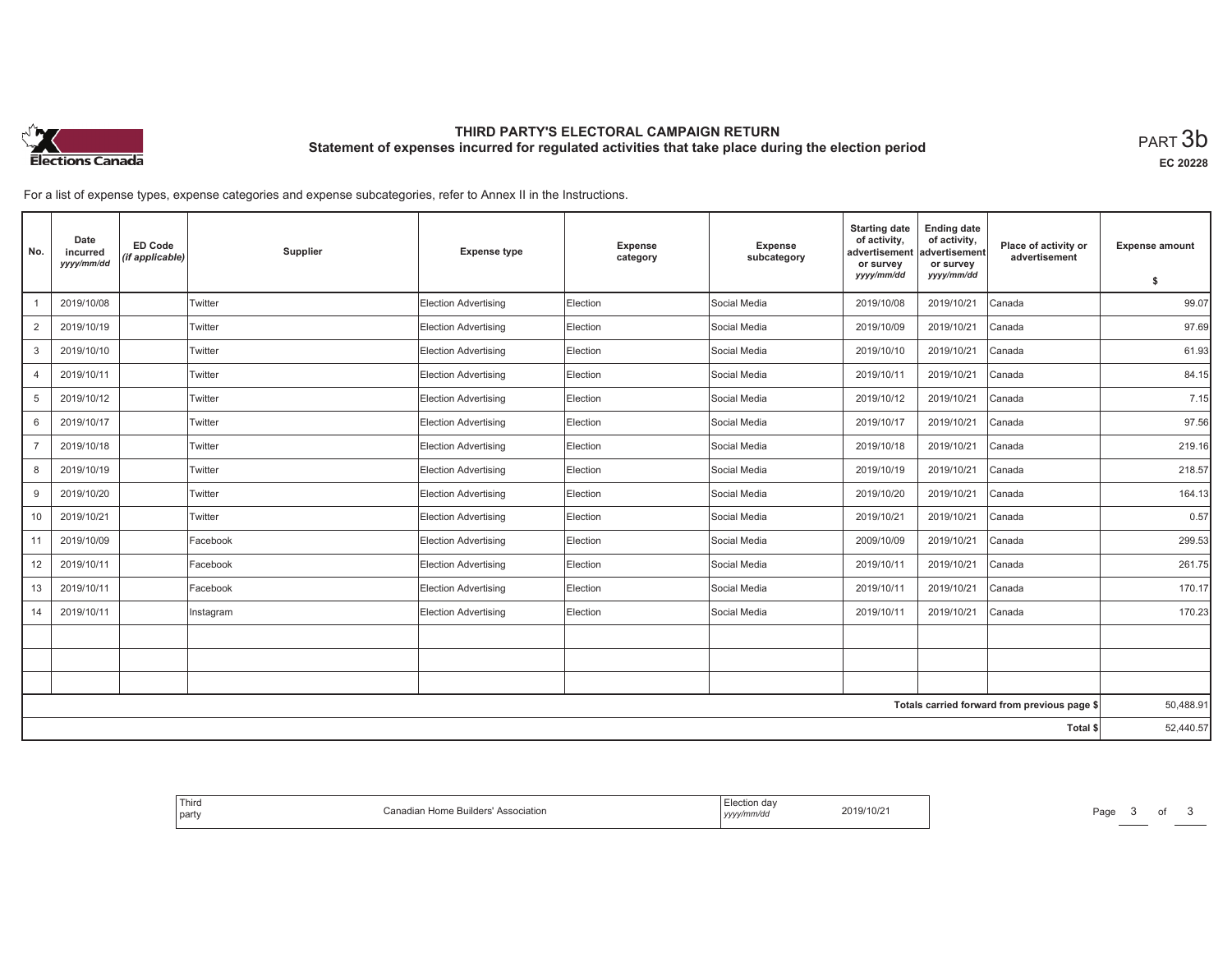# THIRD PARTY'S ELECTORAL CAMPAIGN RETURN

## Statement of expenses incurred for regulated activities that take place during the election period

PART 3b

EC 20228

For a list of expense types, expense categories and expense subcategories, refer to Annex II in the Instructions.

| No. | Date incurred *yyyy/mm/dd* | ED Code *(if applicable)* | Supplier | Expense type | Expense category | Expense subcategory | Starting date of activity, advertisement or survey *yyyy/mm/dd* | Ending date of activity, advertisement or survey *yyyy/mm/dd* | Place of activity or advertisement | Expense amount $ |
|---|---|---|---|---|---|---|---|---|---|---|
| 1 | 2019/10/08 | | Twitter | Election Advertising | Election | Social Media | 2019/10/08 | 2019/10/21 | Canada | 99.07 |
| 2 | 2019/10/19 | | Twitter | Election Advertising | Election | Social Media | 2019/10/09 | 2019/10/21 | Canada | 97.69 |
| 3 | 2019/10/10 | | Twitter | Election Advertising | Election | Social Media | 2019/10/10 | 2019/10/21 | Canada | 61.93 |
| 4 | 2019/10/11 | | Twitter | Election Advertising | Election | Social Media | 2019/10/11 | 2019/10/21 | Canada | 84.15 |
| 5 | 2019/10/12 | | Twitter | Election Advertising | Election | Social Media | 2019/10/12 | 2019/10/21 | Canada | 7.15 |
| 6 | 2019/10/17 | | Twitter | Election Advertising | Election | Social Media | 2019/10/17 | 2019/10/21 | Canada | 97.56 |
| 7 | 2019/10/18 | | Twitter | Election Advertising | Election | Social Media | 2019/10/18 | 2019/10/21 | Canada | 219.16 |
| 8 | 2019/10/19 | | Twitter | Election Advertising | Election | Social Media | 2019/10/19 | 2019/10/21 | Canada | 218.57 |
| 9 | 2019/10/20 | | Twitter | Election Advertising | Election | Social Media | 2019/10/20 | 2019/10/21 | Canada | 164.13 |
| 10 | 2019/10/21 | | Twitter | Election Advertising | Election | Social Media | 2019/10/21 | 2019/10/21 | Canada | 0.57 |
| 11 | 2019/10/09 | | Facebook | Election Advertising | Election | Social Media | 2009/10/09 | 2019/10/21 | Canada | 299.53 |
| 12 | 2019/10/11 | | Facebook | Election Advertising | Election | Social Media | 2019/10/11 | 2019/10/21 | Canada | 261.75 |
| 13 | 2019/10/11 | | Facebook | Election Advertising | Election | Social Media | 2019/10/11 | 2019/10/21 | Canada | 170.17 |
| 14 | 2019/10/11 | | Instagram | Election Advertising | Election | Social Media | 2019/10/11 | 2019/10/21 | Canada | 170.23 |
| | | | | | | | | | | |
| | | | | | | | | | | |
| | | | | | | | | | | |
| | | | | | | | | | Totals carried forward from previous page $ | 50,488.91 |
| | | | | | | | | | Total $ | 52,440.57 |

| Third party | Canadian Home Builders' Association | Election day *yyyy/mm/dd* | 2019/10/21 |
|---|---|---|---|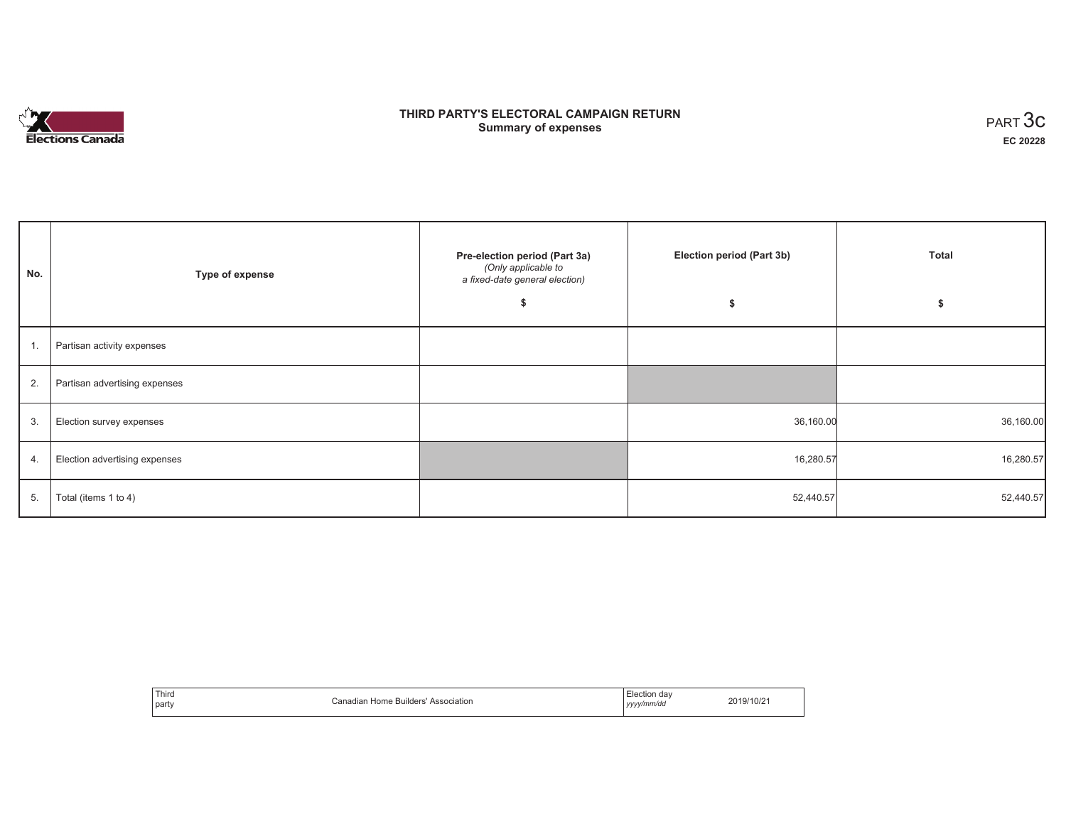# THIRD PARTY'S ELECTORAL CAMPAIGN RETURN
## Summary of expenses

PART 3c
**EC 20228**

| No. | Type of expense | Pre-election period (Part 3a) *(Only applicable to a fixed-date general election)* $ | Election period (Part 3b) $ | Total $ |
|---|---|---|---|---|
| 1. | Partisan activity expenses | | | |
| 2. | Partisan advertising expenses | | | |
| 3. | Election survey expenses | | 36,160.00 | 36,160.00 |
| 4. | Election advertising expenses | | 16,280.57 | 16,280.57 |
| 5. | Total (items 1 to 4) | | 52,440.57 | 52,440.57 |

| | | | |
|---|---|---|---|
| Third party | Canadian Home Builders' Association | Election day *yyyy/mm/dd* | 2019/10/21 |